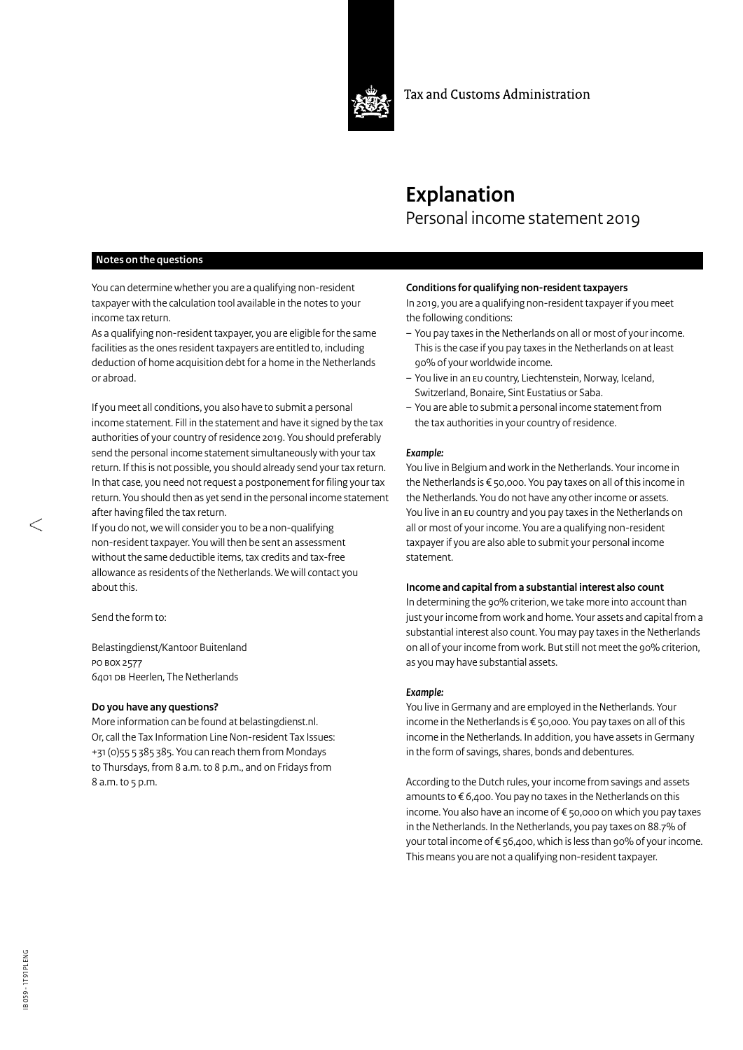Tax and Customs Administration

# Explanation

## Personal income statement 2019

### Notes on the questions

You can determine whether you are a qualifying non-resident taxpayer with the calculation tool available in the notes to your income tax return.
As a qualifying non-resident taxpayer, you are eligible for the same facilities as the ones resident taxpayers are entitled to, including deduction of home acquisition debt for a home in the Netherlands or abroad.

If you meet all conditions, you also have to submit a personal income statement. Fill in the statement and have it signed by the tax authorities of your country of residence 2019. You should preferably send the personal income statement simultaneously with your tax return. If this is not possible, you should already send your tax return. In that case, you need not request a postponement for filing your tax return. You should then as yet send in the personal income statement after having filed the tax return.
If you do not, we will consider you to be a non-qualifying non-resident taxpayer. You will then be sent an assessment without the same deductible items, tax credits and tax-free allowance as residents of the Netherlands. We will contact you about this.

Send the form to:

Belastingdienst/Kantoor Buitenland
PO BOX 2577
6401 DB Heerlen, The Netherlands

**Do you have any questions?**
More information can be found at belastingdienst.nl.
Or, call the Tax Information Line Non-resident Tax Issues: +31 (0)55 5 385 385. You can reach them from Mondays to Thursdays, from 8 a.m. to 8 p.m., and on Fridays from 8 a.m. to 5 p.m.

**Conditions for qualifying non-resident taxpayers**
In 2019, you are a qualifying non-resident taxpayer if you meet the following conditions:

- You pay taxes in the Netherlands on all or most of your income. This is the case if you pay taxes in the Netherlands on at least 90% of your worldwide income.
- You live in an EU country, Liechtenstein, Norway, Iceland, Switzerland, Bonaire, Sint Eustatius or Saba.
- You are able to submit a personal income statement from the tax authorities in your country of residence.

***Example:***
You live in Belgium and work in the Netherlands. Your income in the Netherlands is € 50,000. You pay taxes on all of this income in the Netherlands. You do not have any other income or assets. You live in an EU country and you pay taxes in the Netherlands on all or most of your income. You are a qualifying non-resident taxpayer if you are also able to submit your personal income statement.

**Income and capital from a substantial interest also count**
In determining the 90% criterion, we take more into account than just your income from work and home. Your assets and capital from a substantial interest also count. You may pay taxes in the Netherlands on all of your income from work. But still not meet the 90% criterion, as you may have substantial assets.

***Example:***
You live in Germany and are employed in the Netherlands. Your income in the Netherlands is € 50,000. You pay taxes on all of this income in the Netherlands. In addition, you have assets in Germany in the form of savings, shares, bonds and debentures.

According to the Dutch rules, your income from savings and assets amounts to € 6,400. You pay no taxes in the Netherlands on this income. You also have an income of € 50,000 on which you pay taxes in the Netherlands. In the Netherlands, you pay taxes on 88.7% of your total income of € 56,400, which is less than 90% of your income. This means you are not a qualifying non-resident taxpayer.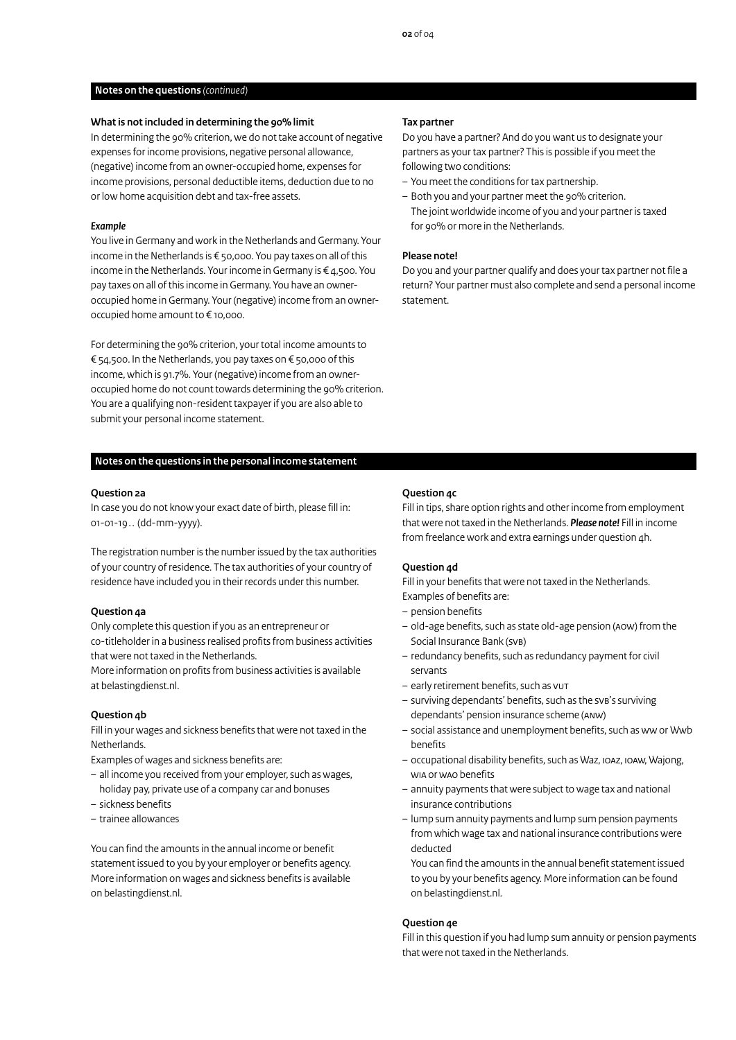## Notes on the questions *(continued)*

### What is not included in determining the 90% limit

In determining the 90% criterion, we do not take account of negative expenses for income provisions, negative personal allowance, (negative) income from an owner-occupied home, expenses for income provisions, personal deductible items, deduction due to no or low home acquisition debt and tax-free assets.

***Example***

You live in Germany and work in the Netherlands and Germany. Your income in the Netherlands is € 50,000. You pay taxes on all of this income in the Netherlands. Your income in Germany is € 4,500. You pay taxes on all of this income in Germany. You have an owner-occupied home in Germany. Your (negative) income from an owner-occupied home amount to € 10,000.

For determining the 90% criterion, your total income amounts to € 54,500. In the Netherlands, you pay taxes on € 50,000 of this income, which is 91.7%. Your (negative) income from an owner-occupied home do not count towards determining the 90% criterion. You are a qualifying non-resident taxpayer if you are also able to submit your personal income statement.

### Tax partner

Do you have a partner? And do you want us to designate your partners as your tax partner? This is possible if you meet the following two conditions:

- You meet the conditions for tax partnership.
- Both you and your partner meet the 90% criterion.
  The joint worldwide income of you and your partner is taxed for 90% or more in the Netherlands.

### Please note!

Do you and your partner qualify and does your tax partner not file a return? Your partner must also complete and send a personal income statement.

## Notes on the questions in the personal income statement

### Question 2a

In case you do not know your exact date of birth, please fill in: 01-01-19.. (dd-mm-yyyy).

The registration number is the number issued by the tax authorities of your country of residence. The tax authorities of your country of residence have included you in their records under this number.

### Question 4a

Only complete this question if you as an entrepreneur or co-titleholder in a business realised profits from business activities that were not taxed in the Netherlands.
More information on profits from business activities is available at belastingdienst.nl.

### Question 4b

Fill in your wages and sickness benefits that were not taxed in the Netherlands.
Examples of wages and sickness benefits are:

- all income you received from your employer, such as wages, holiday pay, private use of a company car and bonuses
- sickness benefits
- trainee allowances

You can find the amounts in the annual income or benefit statement issued to you by your employer or benefits agency. More information on wages and sickness benefits is available on belastingdienst.nl.

### Question 4c

Fill in tips, share option rights and other income from employment that were not taxed in the Netherlands. ***Please note!*** Fill in income from freelance work and extra earnings under question 4h.

### Question 4d

Fill in your benefits that were not taxed in the Netherlands.
Examples of benefits are:

- pension benefits
- old-age benefits, such as state old-age pension (AOW) from the Social Insurance Bank (SVB)
- redundancy benefits, such as redundancy payment for civil servants
- early retirement benefits, such as VUT
- surviving dependants' benefits, such as the SVB's surviving dependants' pension insurance scheme (ANW)
- social assistance and unemployment benefits, such as WW or Wwb benefits
- occupational disability benefits, such as Waz, IOAZ, IOAW, Wajong, WIA or WAO benefits
- annuity payments that were subject to wage tax and national insurance contributions
- lump sum annuity payments and lump sum pension payments from which wage tax and national insurance contributions were deducted
  You can find the amounts in the annual benefit statement issued to you by your benefits agency. More information can be found on belastingdienst.nl.

### Question 4e

Fill in this question if you had lump sum annuity or pension payments that were not taxed in the Netherlands.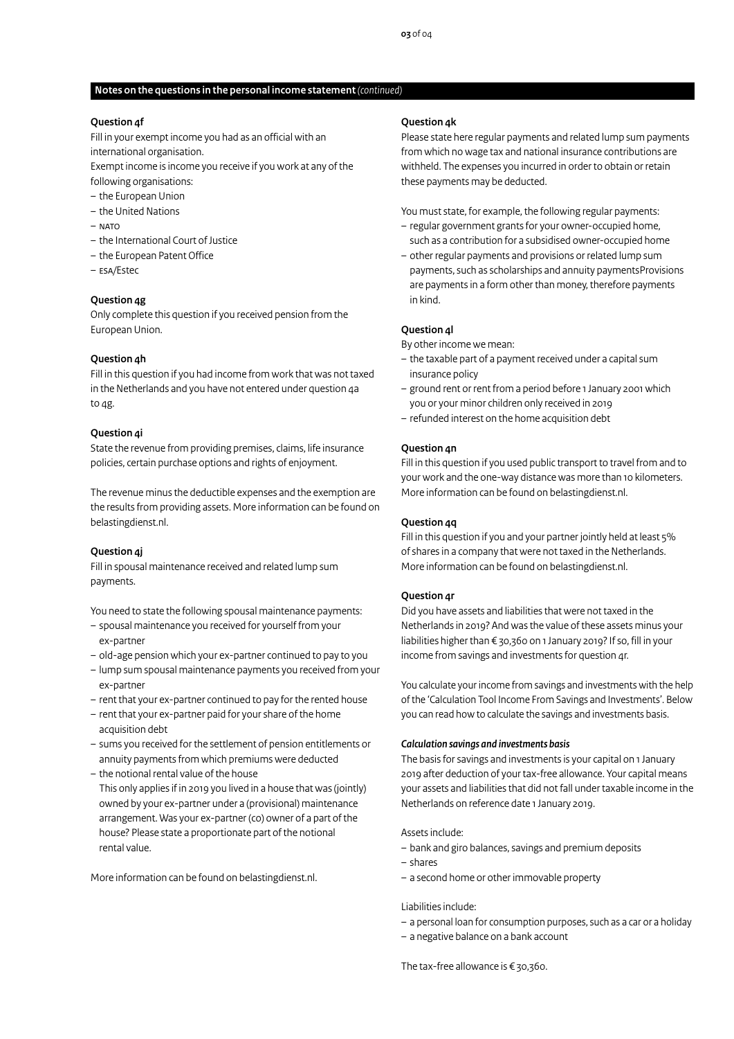## Notes on the questions in the personal income statement *(continued)*

### Question 4f

Fill in your exempt income you had as an official with an international organisation.

Exempt income is income you receive if you work at any of the following organisations:

- the European Union
- the United Nations
- NATO
- the International Court of Justice
- the European Patent Office
- ESA/Estec

### Question 4g

Only complete this question if you received pension from the European Union.

### Question 4h

Fill in this question if you had income from work that was not taxed in the Netherlands and you have not entered under question 4a to 4g.

### Question 4i

State the revenue from providing premises, claims, life insurance policies, certain purchase options and rights of enjoyment.

The revenue minus the deductible expenses and the exemption are the results from providing assets. More information can be found on belastingdienst.nl.

### Question 4j

Fill in spousal maintenance received and related lump sum payments.

You need to state the following spousal maintenance payments:

- spousal maintenance you received for yourself from your ex-partner
- old-age pension which your ex-partner continued to pay to you
- lump sum spousal maintenance payments you received from your ex-partner
- rent that your ex-partner continued to pay for the rented house
- rent that your ex-partner paid for your share of the home acquisition debt
- sums you received for the settlement of pension entitlements or annuity payments from which premiums were deducted
- the notional rental value of the house
  This only applies if in 2019 you lived in a house that was (jointly) owned by your ex-partner under a (provisional) maintenance arrangement. Was your ex-partner (co) owner of a part of the house? Please state a proportionate part of the notional rental value.

More information can be found on belastingdienst.nl.

### Question 4k

Please state here regular payments and related lump sum payments from which no wage tax and national insurance contributions are withheld. The expenses you incurred in order to obtain or retain these payments may be deducted.

You must state, for example, the following regular payments:

- regular government grants for your owner-occupied home, such as a contribution for a subsidised owner-occupied home
- other regular payments and provisions or related lump sum payments, such as scholarships and annuity paymentsProvisions are payments in a form other than money, therefore payments in kind.

### Question 4l

By other income we mean:

- the taxable part of a payment received under a capital sum insurance policy
- ground rent or rent from a period before 1 January 2001 which you or your minor children only received in 2019
- refunded interest on the home acquisition debt

### Question 4n

Fill in this question if you used public transport to travel from and to your work and the one-way distance was more than 10 kilometers. More information can be found on belastingdienst.nl.

### Question 4q

Fill in this question if you and your partner jointly held at least 5% of shares in a company that were not taxed in the Netherlands. More information can be found on belastingdienst.nl.

### Question 4r

Did you have assets and liabilities that were not taxed in the Netherlands in 2019? And was the value of these assets minus your liabilities higher than € 30,360 on 1 January 2019? If so, fill in your income from savings and investments for question 4r.

You calculate your income from savings and investments with the help of the 'Calculation Tool Income From Savings and Investments'. Below you can read how to calculate the savings and investments basis.

***Calculation savings and investments basis***

The basis for savings and investments is your capital on 1 January 2019 after deduction of your tax-free allowance. Your capital means your assets and liabilities that did not fall under taxable income in the Netherlands on reference date 1 January 2019.

Assets include:

- bank and giro balances, savings and premium deposits
- shares
- a second home or other immovable property

Liabilities include:

- a personal loan for consumption purposes, such as a car or a holiday
- a negative balance on a bank account

The tax-free allowance is € 30,360.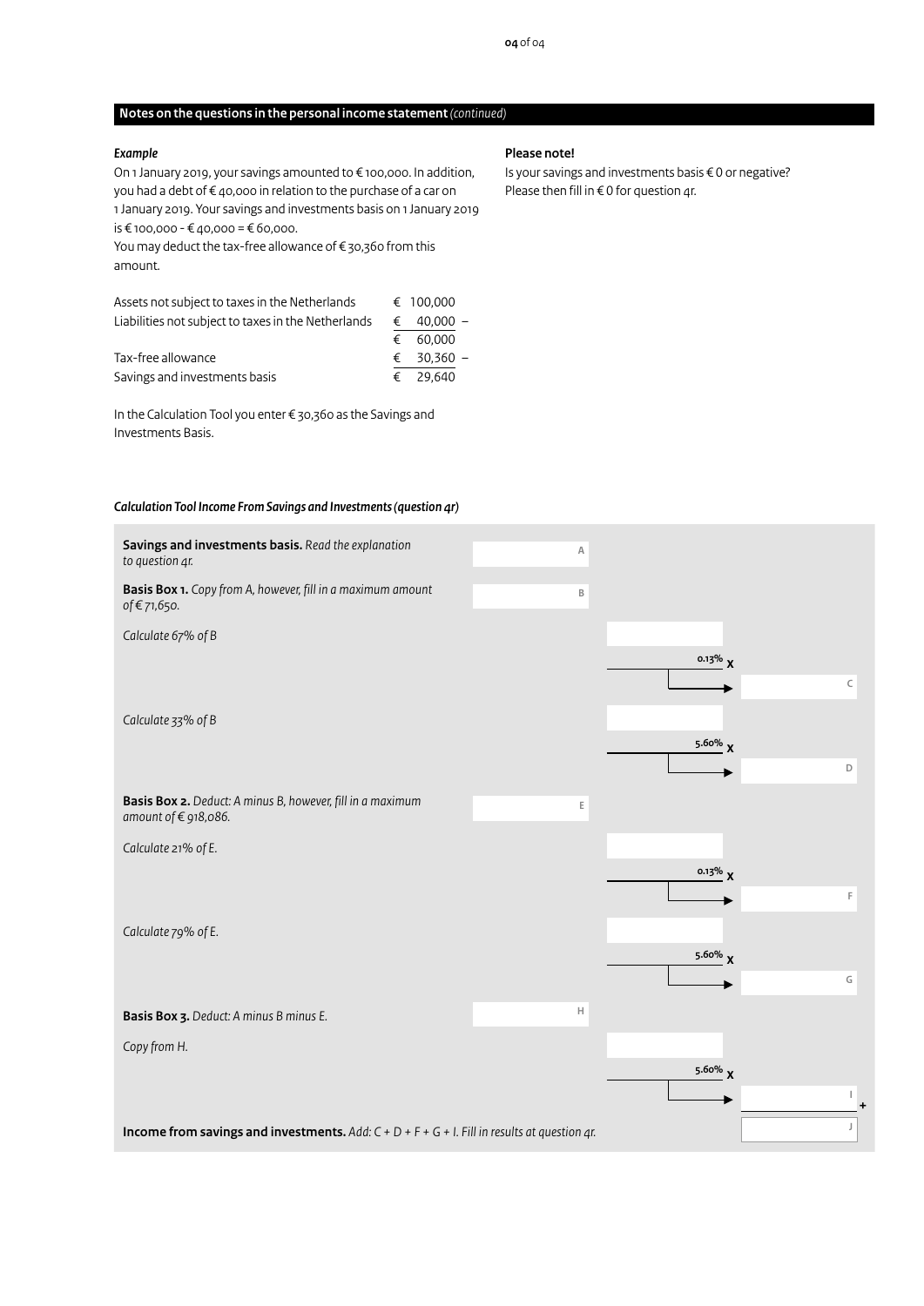## Notes on the questions in the personal income statement *(continued)*

### *Example*

On 1 January 2019, your savings amounted to € 100,000. In addition, you had a debt of € 40,000 in relation to the purchase of a car on 1 January 2019. Your savings and investments basis on 1 January 2019 is € 100,000 - € 40,000 = € 60,000.
You may deduct the tax-free allowance of € 30,360 from this amount.

| | | |
|---|---|---|
| Assets not subject to taxes in the Netherlands | € 100,000 | |
| Liabilities not subject to taxes in the Netherlands | € 40,000 | – |
| | € 60,000 | |
| Tax-free allowance | € 30,360 | – |
| Savings and investments basis | € 29,640 | |

In the Calculation Tool you enter € 30,360 as the Savings and Investments Basis.

**Please note!**

Is your savings and investments basis € 0 or negative? Please then fill in € 0 for question 4r.

### *Calculation Tool Income From Savings and Investments (question 4r)*

**Savings and investments basis.** *Read the explanation to question 4r.* — A

**Basis Box 1.** *Copy from A, however, fill in a maximum amount of € 71,650.* — B

*Calculate 67% of B* — 0.13% x → C

*Calculate 33% of B* — 5.60% x → D

**Basis Box 2.** *Deduct: A minus B, however, fill in a maximum amount of € 918,086.* — E

*Calculate 21% of E.* — 0.13% x → F

*Calculate 79% of E.* — 5.60% x → G

**Basis Box 3.** *Deduct: A minus B minus E.* — H

*Copy from H.* — 5.60% x → I +

**Income from savings and investments.** *Add: C + D + F + G + I. Fill in results at question 4r.* — J